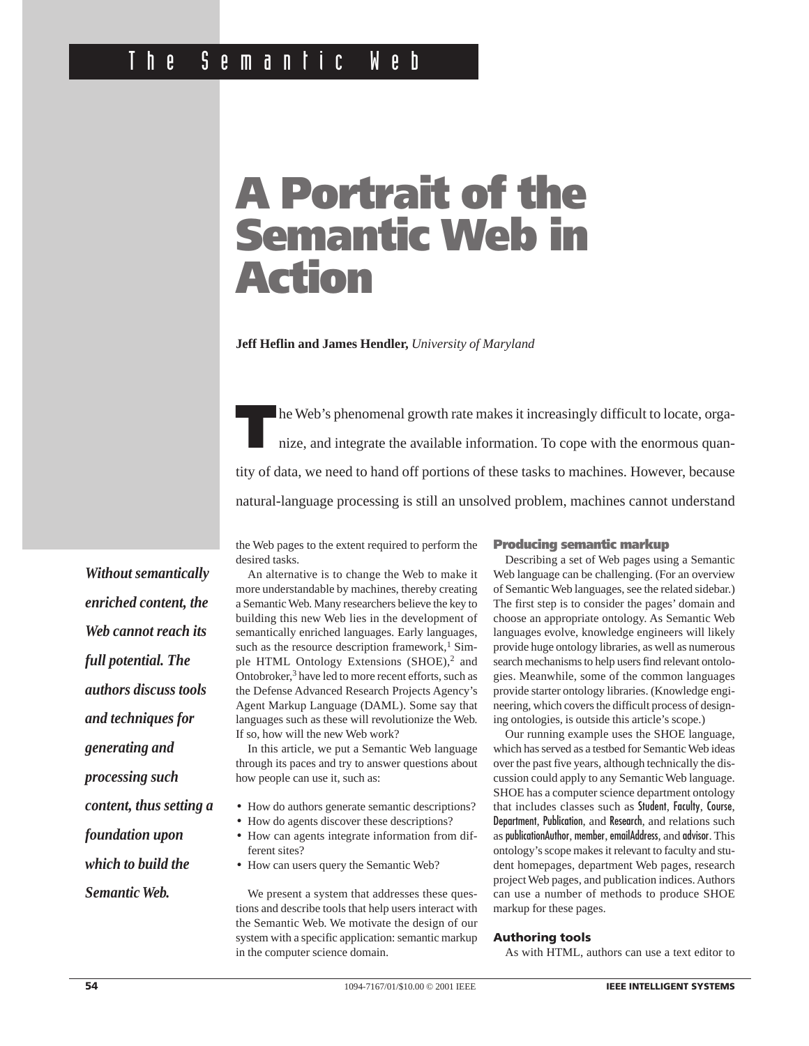# A Portrait of the Semantic Web in Action

**Jeff Heflin and James Hendler,** *University of Maryland*

*Without semantically enriched content, the Web cannot reach its full potential. The authors discuss tools and techniques for generating and processing such content, thus setting a foundation upon which to build the Semantic Web.*

The Web's phenomenal growth rate makes it increasingly difficult to locate, organize, and integrate the available information. To cope with the enormous quantity of data, we need to hand off portions of these tasks to machines. However, because natural-language processing is still an unsolved problem, machines cannot understand the Web pages to the extent required to perform the desired tasks.

An alternative is to change the Web to make it more understandable by machines, thereby creating a Semantic Web. Many researchers believe the key to building this new Web lies in the development of semantically enriched languages. Early languages, such as the resource description framework,[1] Simple HTML Ontology Extensions (SHOE),[2] and Ontobroker,[3] have led to more recent efforts, such as the Defense Advanced Research Projects Agency's Agent Markup Language (DAML). Some say that languages such as these will revolutionize the Web. If so, how will the new Web work?

In this article, we put a Semantic Web language through its paces and try to answer questions about how people can use it, such as:

- How do authors generate semantic descriptions?
- How do agents discover these descriptions?
- How can agents integrate information from different sites?
- How can users query the Semantic Web?

We present a system that addresses these questions and describe tools that help users interact with the Semantic Web. We motivate the design of our system with a specific application: semantic markup in the computer science domain.

## Producing semantic markup

Describing a set of Web pages using a Semantic Web language can be challenging. (For an overview of Semantic Web languages, see the related sidebar.) The first step is to consider the pages' domain and choose an appropriate ontology. As Semantic Web languages evolve, knowledge engineers will likely provide huge ontology libraries, as well as numerous search mechanisms to help users find relevant ontologies. Meanwhile, some of the common languages provide starter ontology libraries. (Knowledge engineering, which covers the difficult process of designing ontologies, is outside this article's scope.)

Our running example uses the SHOE language, which has served as a testbed for Semantic Web ideas over the past five years, although technically the discussion could apply to any Semantic Web language. SHOE has a computer science department ontology that includes classes such as Student, Faculty, Course, Department, Publication, and Research, and relations such as publicationAuthor, member, emailAddress, and advisor. This ontology's scope makes it relevant to faculty and student homepages, department Web pages, research project Web pages, and publication indices. Authors can use a number of methods to produce SHOE markup for these pages.

### Authoring tools

As with HTML, authors can use a text editor to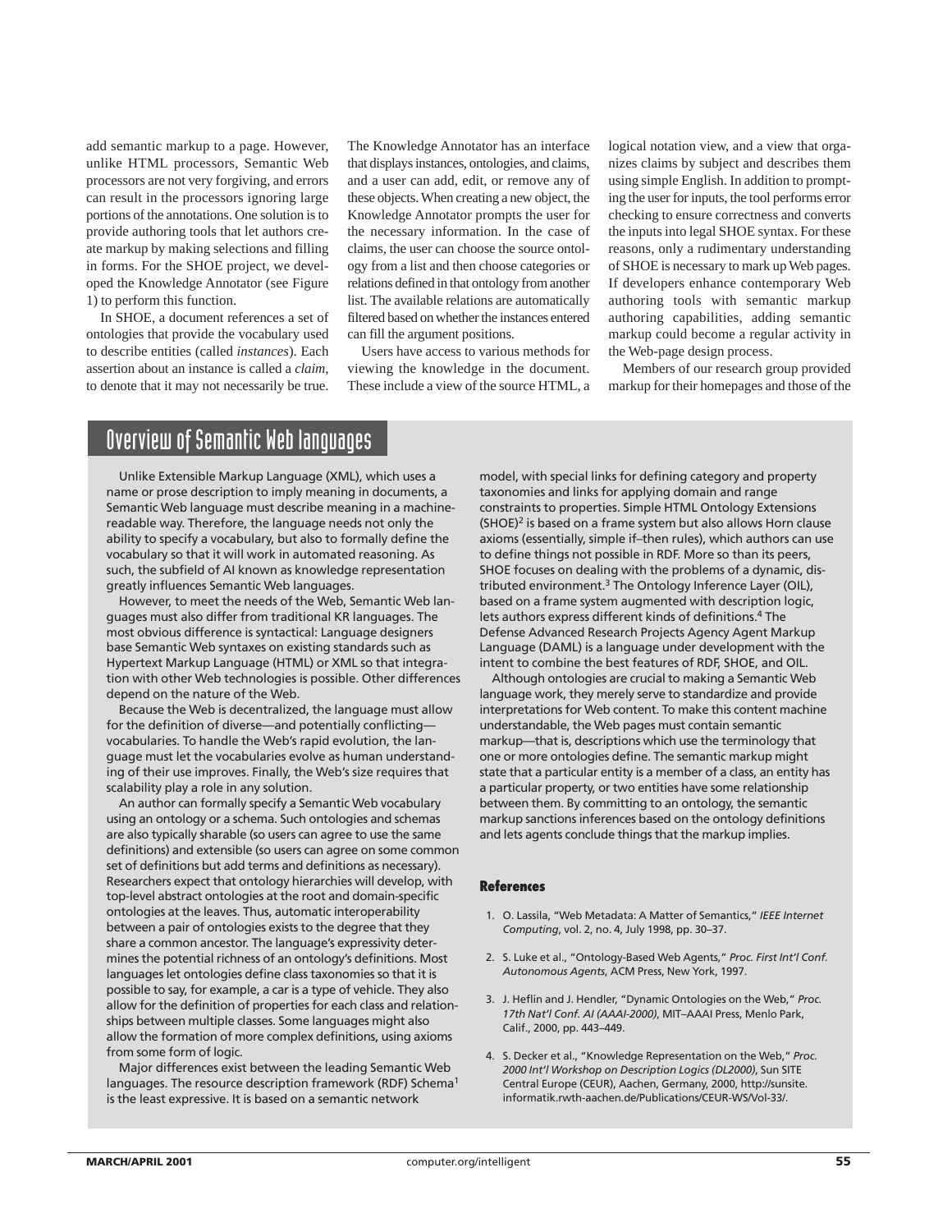add semantic markup to a page. However, unlike HTML processors, Semantic Web processors are not very forgiving, and errors can result in the processors ignoring large portions of the annotations. One solution is to provide authoring tools that let authors create markup by making selections and filling in forms. For the SHOE project, we developed the Knowledge Annotator (see Figure 1) to perform this function.

In SHOE, a document references a set of ontologies that provide the vocabulary used to describe entities (called *instances*). Each assertion about an instance is called a *claim*, to denote that it may not necessarily be true. The Knowledge Annotator has an interface that displays instances, ontologies, and claims, and a user can add, edit, or remove any of these objects. When creating a new object, the Knowledge Annotator prompts the user for the necessary information. In the case of claims, the user can choose the source ontology from a list and then choose categories or relations defined in that ontology from another list. The available relations are automatically filtered based on whether the instances entered can fill the argument positions.

Users have access to various methods for viewing the knowledge in the document. These include a view of the source HTML, a logical notation view, and a view that organizes claims by subject and describes them using simple English. In addition to prompting the user for inputs, the tool performs error checking to ensure correctness and converts the inputs into legal SHOE syntax. For these reasons, only a rudimentary understanding of SHOE is necessary to mark up Web pages. If developers enhance contemporary Web authoring tools with semantic markup authoring capabilities, adding semantic markup could become a regular activity in the Web-page design process.

Members of our research group provided markup for their homepages and those of the

## Overview of Semantic Web languages

Unlike Extensible Markup Language (XML), which uses a name or prose description to imply meaning in documents, a Semantic Web language must describe meaning in a machine-readable way. Therefore, the language needs not only the ability to specify a vocabulary, but also to formally define the vocabulary so that it will work in automated reasoning. As such, the subfield of AI known as knowledge representation greatly influences Semantic Web languages.

However, to meet the needs of the Web, Semantic Web languages must also differ from traditional KR languages. The most obvious difference is syntactical: Language designers base Semantic Web syntaxes on existing standards such as Hypertext Markup Language (HTML) or XML so that integration with other Web technologies is possible. Other differences depend on the nature of the Web.

Because the Web is decentralized, the language must allow for the definition of diverse—and potentially conflicting—vocabularies. To handle the Web's rapid evolution, the language must let the vocabularies evolve as human understanding of their use improves. Finally, the Web's size requires that scalability play a role in any solution.

An author can formally specify a Semantic Web vocabulary using an ontology or a schema. Such ontologies and schemas are also typically sharable (so users can agree to use the same definitions) and extensible (so users can agree on some common set of definitions but add terms and definitions as necessary). Researchers expect that ontology hierarchies will develop, with top-level abstract ontologies at the root and domain-specific ontologies at the leaves. Thus, automatic interoperability between a pair of ontologies exists to the degree that they share a common ancestor. The language's expressivity determines the potential richness of an ontology's definitions. Most languages let ontologies define class taxonomies so that it is possible to say, for example, a car is a type of vehicle. They also allow for the definition of properties for each class and relationships between multiple classes. Some languages might also allow the formation of more complex definitions, using axioms from some form of logic.

Major differences exist between the leading Semantic Web languages. The resource description framework (RDF) Schema[1] is the least expressive. It is based on a semantic network model, with special links for defining category and property taxonomies and links for applying domain and range constraints to properties. Simple HTML Ontology Extensions (SHOE)[2] is based on a frame system but also allows Horn clause axioms (essentially, simple if–then rules), which authors can use to define things not possible in RDF. More so than its peers, SHOE focuses on dealing with the problems of a dynamic, distributed environment.[3] The Ontology Inference Layer (OIL), based on a frame system augmented with description logic, lets authors express different kinds of definitions.[4] The Defense Advanced Research Projects Agency Agent Markup Language (DAML) is a language under development with the intent to combine the best features of RDF, SHOE, and OIL.

Although ontologies are crucial to making a Semantic Web language work, they merely serve to standardize and provide interpretations for Web content. To make this content machine understandable, the Web pages must contain semantic markup—that is, descriptions which use the terminology that one or more ontologies define. The semantic markup might state that a particular entity is a member of a class, an entity has a particular property, or two entities have some relationship between them. By committing to an ontology, the semantic markup sanctions inferences based on the ontology definitions and lets agents conclude things that the markup implies.

### References

1. O. Lassila, "Web Metadata: A Matter of Semantics," *IEEE Internet Computing*, vol. 2, no. 4, July 1998, pp. 30–37.
2. S. Luke et al., "Ontology-Based Web Agents," *Proc. First Int'l Conf. Autonomous Agents*, ACM Press, New York, 1997.
3. J. Heflin and J. Hendler, "Dynamic Ontologies on the Web," *Proc. 17th Nat'l Conf. AI (AAAI-2000)*, MIT–AAAI Press, Menlo Park, Calif., 2000, pp. 443–449.
4. S. Decker et al., "Knowledge Representation on the Web," *Proc. 2000 Int'l Workshop on Description Logics (DL2000)*, Sun SITE Central Europe (CEUR), Aachen, Germany, 2000, http://sunsite.informatik.rwth-aachen.de/Publications/CEUR-WS/Vol-33/.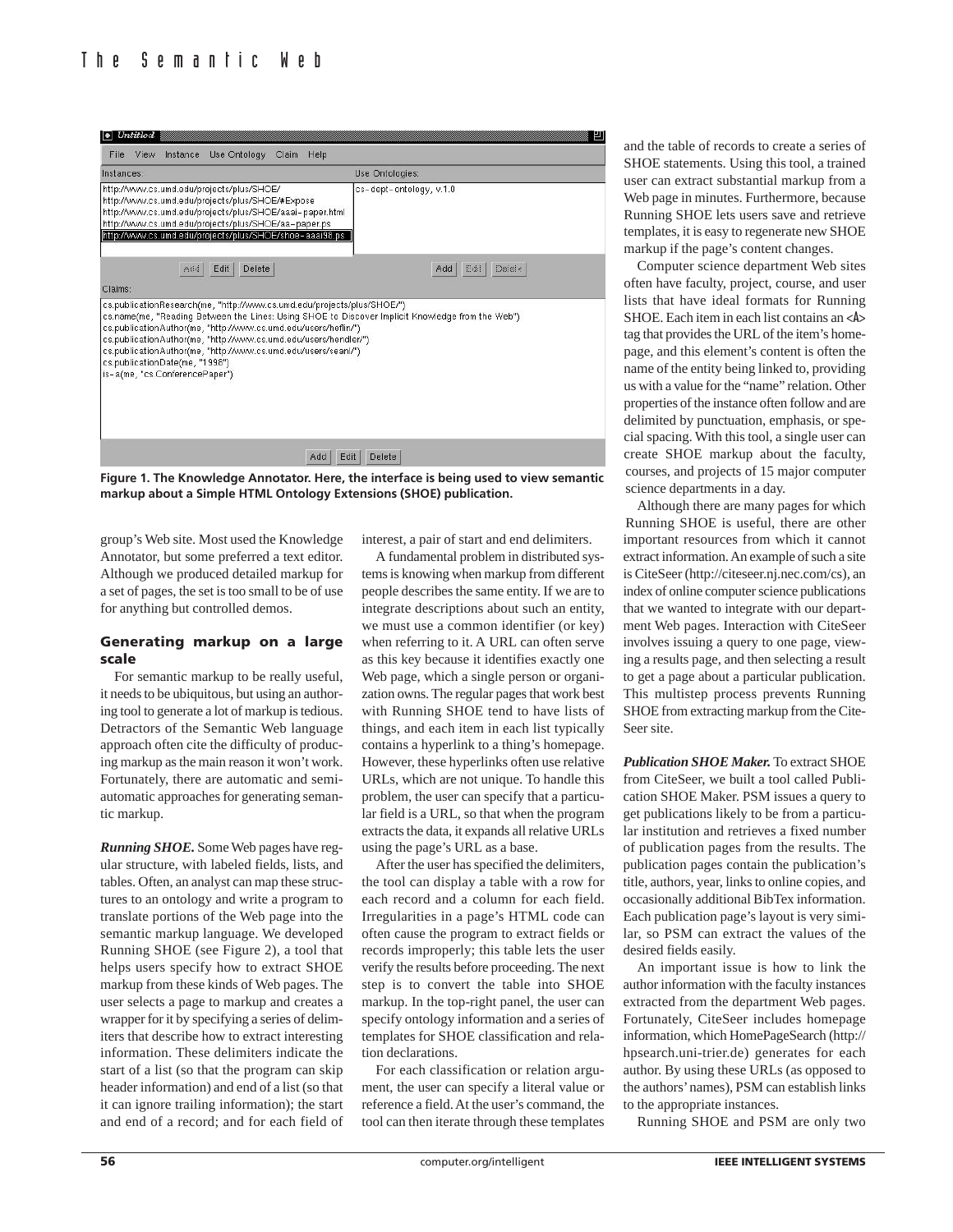Figure 1. The Knowledge Annotator. Here, the interface is being used to view semantic markup about a Simple HTML Ontology Extensions (SHOE) publication.

group's Web site. Most used the Knowledge Annotator, but some preferred a text editor. Although we produced detailed markup for a set of pages, the set is too small to be of use for anything but controlled demos.

### Generating markup on a large scale

For semantic markup to be really useful, it needs to be ubiquitous, but using an authoring tool to generate a lot of markup is tedious. Detractors of the Semantic Web language approach often cite the difficulty of producing markup as the main reason it won't work. Fortunately, there are automatic and semiautomatic approaches for generating semantic markup.

***Running SHOE.*** Some Web pages have regular structure, with labeled fields, lists, and tables. Often, an analyst can map these structures to an ontology and write a program to translate portions of the Web page into the semantic markup language. We developed Running SHOE (see Figure 2), a tool that helps users specify how to extract SHOE markup from these kinds of Web pages. The user selects a page to markup and creates a wrapper for it by specifying a series of delimiters that describe how to extract interesting information. These delimiters indicate the start of a list (so that the program can skip header information) and end of a list (so that it can ignore trailing information); the start and end of a record; and for each field of interest, a pair of start and end delimiters.

A fundamental problem in distributed systems is knowing when markup from different people describes the same entity. If we are to integrate descriptions about such an entity, we must use a common identifier (or key) when referring to it. A URL can often serve as this key because it identifies exactly one Web page, which a single person or organization owns. The regular pages that work best with Running SHOE tend to have lists of things, and each item in each list typically contains a hyperlink to a thing's homepage. However, these hyperlinks often use relative URLs, which are not unique. To handle this problem, the user can specify that a particular field is a URL, so that when the program extracts the data, it expands all relative URLs using the page's URL as a base.

After the user has specified the delimiters, the tool can display a table with a row for each record and a column for each field. Irregularities in a page's HTML code can often cause the program to extract fields or records improperly; this table lets the user verify the results before proceeding. The next step is to convert the table into SHOE markup. In the top-right panel, the user can specify ontology information and a series of templates for SHOE classification and relation declarations.

For each classification or relation argument, the user can specify a literal value or reference a field. At the user's command, the tool can then iterate through these templates and the table of records to create a series of SHOE statements. Using this tool, a trained user can extract substantial markup from a Web page in minutes. Furthermore, because Running SHOE lets users save and retrieve templates, it is easy to regenerate new SHOE markup if the page's content changes.

Computer science department Web sites often have faculty, project, course, and user lists that have ideal formats for Running SHOE. Each item in each list contains an <A> tag that provides the URL of the item's homepage, and this element's content is often the name of the entity being linked to, providing us with a value for the "name" relation. Other properties of the instance often follow and are delimited by punctuation, emphasis, or special spacing. With this tool, a single user can create SHOE markup about the faculty, courses, and projects of 15 major computer science departments in a day.

Although there are many pages for which Running SHOE is useful, there are other important resources from which it cannot extract information. An example of such a site is CiteSeer (http://citeseer.nj.nec.com/cs), an index of online computer science publications that we wanted to integrate with our department Web pages. Interaction with CiteSeer involves issuing a query to one page, viewing a results page, and then selecting a result to get a page about a particular publication. This multistep process prevents Running SHOE from extracting markup from the CiteSeer site.

***Publication SHOE Maker.*** To extract SHOE from CiteSeer, we built a tool called Publication SHOE Maker. PSM issues a query to get publications likely to be from a particular institution and retrieves a fixed number of publication pages from the results. The publication pages contain the publication's title, authors, year, links to online copies, and occasionally additional BibTex information. Each publication page's layout is very similar, so PSM can extract the values of the desired fields easily.

An important issue is how to link the author information with the faculty instances extracted from the department Web pages. Fortunately, CiteSeer includes homepage information, which HomePageSearch (http://hpsearch.uni-trier.de) generates for each author. By using these URLs (as opposed to the authors' names), PSM can establish links to the appropriate instances.

Running SHOE and PSM are only two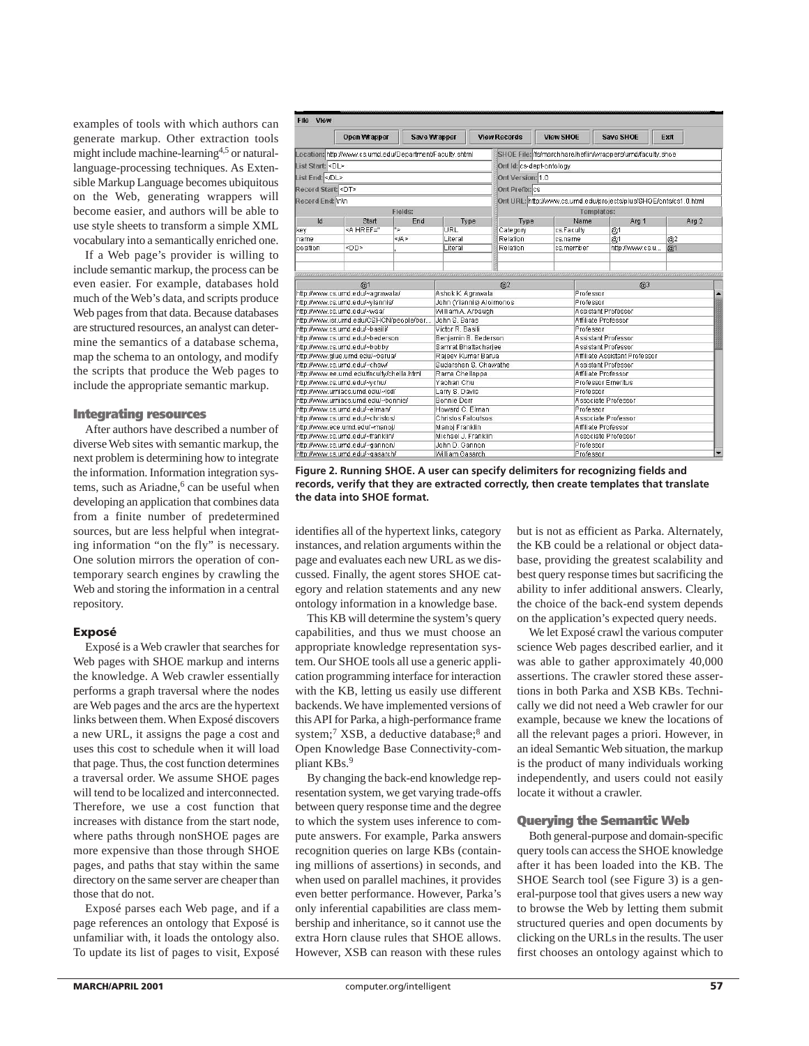examples of tools with which authors can generate markup. Other extraction tools might include machine-learning[4,5] or natural-language-processing techniques. As Extensible Markup Language becomes ubiquitous on the Web, generating wrappers will become easier, and authors will be able to use style sheets to transform a simple XML vocabulary into a semantically enriched one.

If a Web page's provider is willing to include semantic markup, the process can be even easier. For example, databases hold much of the Web's data, and scripts produce Web pages from that data. Because databases are structured resources, an analyst can determine the semantics of a database schema, map the schema to an ontology, and modify the scripts that produce the Web pages to include the appropriate semantic markup.

## Integrating resources

After authors have described a number of diverse Web sites with semantic markup, the next problem is determining how to integrate the information. Information integration systems, such as Ariadne,[6] can be useful when developing an application that combines data from a finite number of predetermined sources, but are less helpful when integrating information "on the fly" is necessary. One solution mirrors the operation of contemporary search engines by crawling the Web and storing the information in a central repository.

### Exposé

Exposé is a Web crawler that searches for Web pages with SHOE markup and interns the knowledge. A Web crawler essentially performs a graph traversal where the nodes are Web pages and the arcs are the hypertext links between them. When Exposé discovers a new URL, it assigns the page a cost and uses this cost to schedule when it will load that page. Thus, the cost function determines a traversal order. We assume SHOE pages will tend to be localized and interconnected. Therefore, we use a cost function that increases with distance from the start node, where paths through nonSHOE pages are more expensive than those through SHOE pages, and paths that stay within the same directory on the same server are cheaper than those that do not.

Exposé parses each Web page, and if a page references an ontology that Exposé is unfamiliar with, it loads the ontology also. To update its list of pages to visit, Exposé identifies all of the hypertext links, category instances, and relation arguments within the page and evaluates each new URL as we discussed. Finally, the agent stores SHOE category and relation statements and any new ontology information in a knowledge base.

This KB will determine the system's query capabilities, and thus we must choose an appropriate knowledge representation system. Our SHOE tools all use a generic application programming interface for interaction with the KB, letting us easily use different backends. We have implemented versions of this API for Parka, a high-performance frame system;[7] XSB, a deductive database;[8] and Open Knowledge Base Connectivity-compliant KBs.[9]

By changing the back-end knowledge representation system, we get varying trade-offs between query response time and the degree to which the system uses inference to compute answers. For example, Parka answers recognition queries on large KBs (containing millions of assertions) in seconds, and when used on parallel machines, it provides even better performance. However, Parka's only inferential capabilities are class membership and inheritance, so it cannot use the extra Horn clause rules that SHOE allows. However, XSB can reason with these rules but is not as efficient as Parka. Alternately, the KB could be a relational or object database, providing the greatest scalability and best query response times but sacrificing the ability to infer additional answers. Clearly, the choice of the back-end system depends on the application's expected query needs.

We let Exposé crawl the various computer science Web pages described earlier, and it was able to gather approximately 40,000 assertions. The crawler stored these assertions in both Parka and XSB KBs. Technically we did not need a Web crawler for our example, because we knew the locations of all the relevant pages a priori. However, in an ideal Semantic Web situation, the markup is the product of many individuals working independently, and users could not easily locate it without a crawler.

## Querying the Semantic Web

Both general-purpose and domain-specific query tools can access the SHOE knowledge after it has been loaded into the KB. The SHOE Search tool (see Figure 3) is a general-purpose tool that gives users a new way to browse the Web by letting them submit structured queries and open documents by clicking on the URLs in the results. The user first chooses an ontology against which to

**Figure 2. Running SHOE. A user can specify delimiters for recognizing fields and records, verify that they are extracted correctly, then create templates that translate the data into SHOE format.**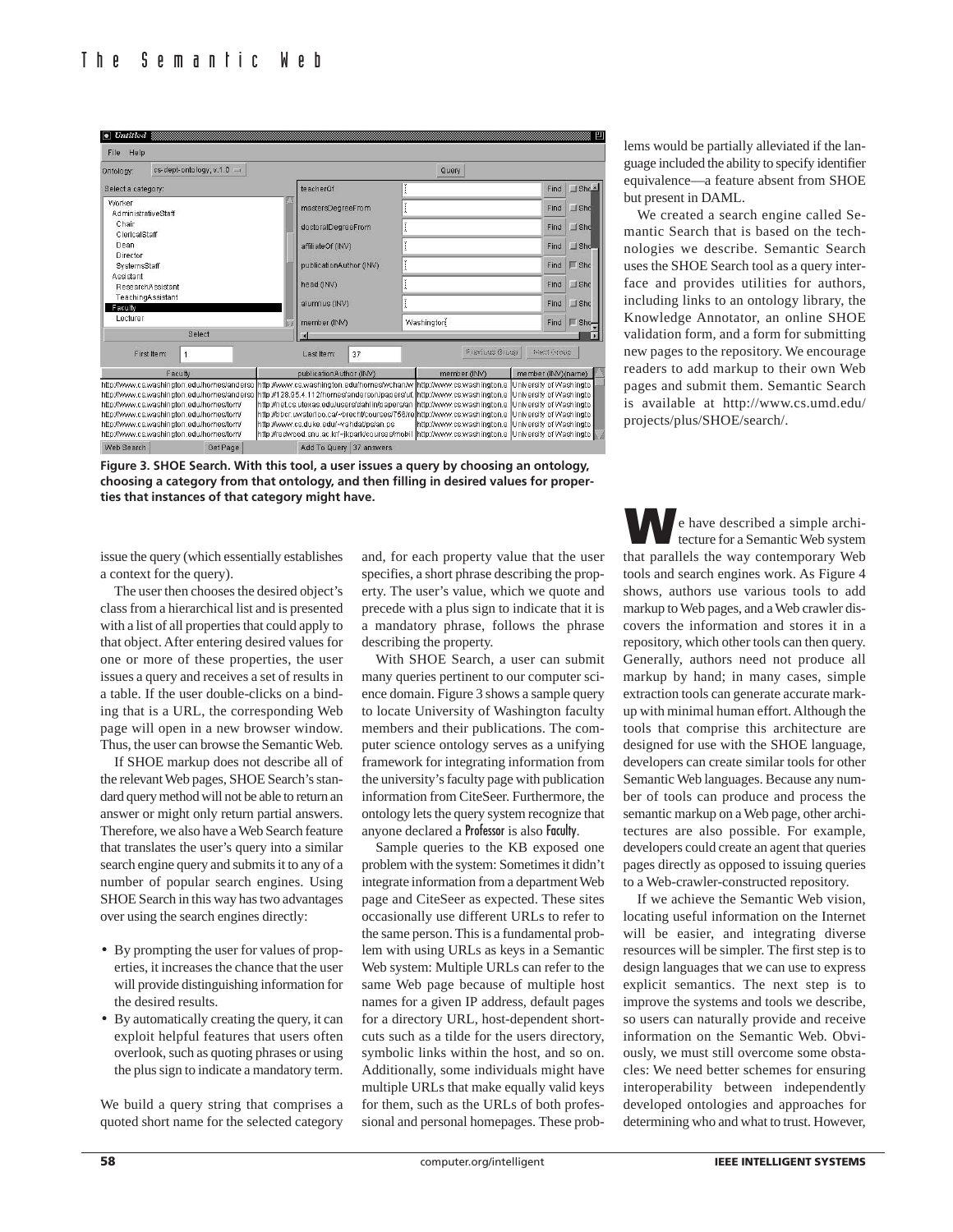Figure 3. SHOE Search. With this tool, a user issues a query by choosing an ontology, choosing a category from that ontology, and then filling in desired values for properties that instances of that category might have.

lems would be partially alleviated if the language included the ability to specify identifier equivalence—a feature absent from SHOE but present in DAML.

We created a search engine called Semantic Search that is based on the technologies we describe. Semantic Search uses the SHOE Search tool as a query interface and provides utilities for authors, including links to an ontology library, the Knowledge Annotator, an online SHOE validation form, and a form for submitting new pages to the repository. We encourage readers to add markup to their own Web pages and submit them. Semantic Search is available at http://www.cs.umd.edu/projects/plus/SHOE/search/.

issue the query (which essentially establishes a context for the query).

The user then chooses the desired object's class from a hierarchical list and is presented with a list of all properties that could apply to that object. After entering desired values for one or more of these properties, the user issues a query and receives a set of results in a table. If the user double-clicks on a binding that is a URL, the corresponding Web page will open in a new browser window. Thus, the user can browse the Semantic Web.

If SHOE markup does not describe all of the relevant Web pages, SHOE Search's standard query method will not be able to return an answer or might only return partial answers. Therefore, we also have a Web Search feature that translates the user's query into a similar search engine query and submits it to any of a number of popular search engines. Using SHOE Search in this way has two advantages over using the search engines directly:

- By prompting the user for values of properties, it increases the chance that the user will provide distinguishing information for the desired results.
- By automatically creating the query, it can exploit helpful features that users often overlook, such as quoting phrases or using the plus sign to indicate a mandatory term.

We build a query string that comprises a quoted short name for the selected category and, for each property value that the user specifies, a short phrase describing the property. The user's value, which we quote and precede with a plus sign to indicate that it is a mandatory phrase, follows the phrase describing the property.

With SHOE Search, a user can submit many queries pertinent to our computer science domain. Figure 3 shows a sample query to locate University of Washington faculty members and their publications. The computer science ontology serves as a unifying framework for integrating information from the university's faculty page with publication information from CiteSeer. Furthermore, the ontology lets the query system recognize that anyone declared a Professor is also Faculty.

Sample queries to the KB exposed one problem with the system: Sometimes it didn't integrate information from a department Web page and CiteSeer as expected. These sites occasionally use different URLs to refer to the same person. This is a fundamental problem with using URLs as keys in a Semantic Web system: Multiple URLs can refer to the same Web page because of multiple host names for a given IP address, default pages for a directory URL, host-dependent shortcuts such as a tilde for the users directory, symbolic links within the host, and so on. Additionally, some individuals might have multiple URLs that make equally valid keys for them, such as the URLs of both professional and personal homepages. These problems would be partially alleviated if the language included the ability to specify identifier equivalence—a feature absent from SHOE but present in DAML.

We have described a simple architecture for a Semantic Web system that parallels the way contemporary Web tools and search engines work. As Figure 4 shows, authors use various tools to add markup to Web pages, and a Web crawler discovers the information and stores it in a repository, which other tools can then query. Generally, authors need not produce all markup by hand; in many cases, simple extraction tools can generate accurate markup with minimal human effort. Although the tools that comprise this architecture are designed for use with the SHOE language, developers can create similar tools for other Semantic Web languages. Because any number of tools can produce and process the semantic markup on a Web page, other architectures are also possible. For example, developers could create an agent that queries pages directly as opposed to issuing queries to a Web-crawler-constructed repository.

If we achieve the Semantic Web vision, locating useful information on the Internet will be easier, and integrating diverse resources will be simpler. The first step is to design languages that we can use to express explicit semantics. The next step is to improve the systems and tools we describe, so users can naturally provide and receive information on the Semantic Web. Obviously, we must still overcome some obstacles: We need better schemes for ensuring interoperability between independently developed ontologies and approaches for determining who and what to trust. However,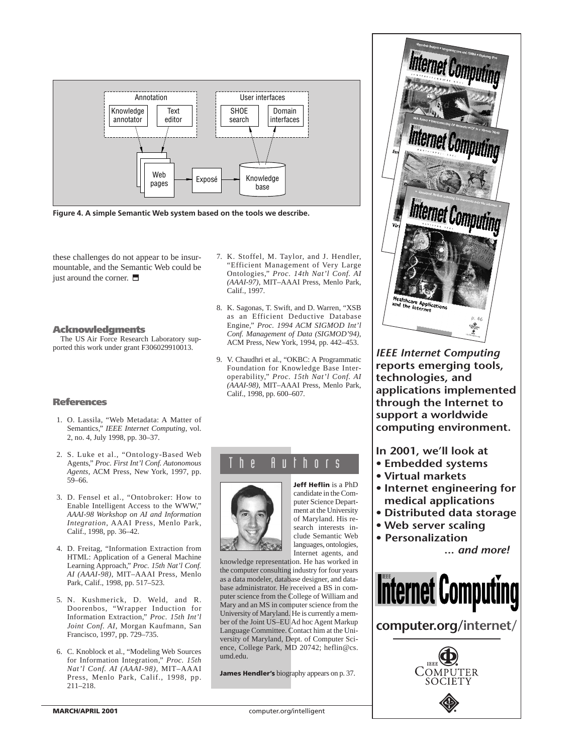Annotation

Knowledge annotator

Text editor

User interfaces

SHOE search

Domain interfaces

Web pages

Exposé

Knowledge base

**Figure 4. A simple Semantic Web system based on the tools we describe.**

these challenges do not appear to be insurmountable, and the Semantic Web could be just around the corner.

## Acknowledgments

The US Air Force Research Laboratory supported this work under grant F306029910013.

## References

1. O. Lassila, "Web Metadata: A Matter of Semantics," *IEEE Internet Computing*, vol. 2, no. 4, July 1998, pp. 30–37.
2. S. Luke et al., "Ontology-Based Web Agents," *Proc. First Int'l Conf. Autonomous Agents*, ACM Press, New York, 1997, pp. 59–66.
3. D. Fensel et al., "Ontobroker: How to Enable Intelligent Access to the WWW," *AAAI-98 Workshop on AI and Information Integration*, AAAI Press, Menlo Park, Calif., 1998, pp. 36–42.
4. D. Freitag, "Information Extraction from HTML: Application of a General Machine Learning Approach," *Proc. 15th Nat'l Conf. AI (AAAI-98)*, MIT–AAAI Press, Menlo Park, Calif., 1998, pp. 517–523.
5. N. Kushmerick, D. Weld, and R. Doorenbos, "Wrapper Induction for Information Extraction," *Proc. 15th Int'l Joint Conf. AI*, Morgan Kaufmann, San Francisco, 1997, pp. 729–735.
6. C. Knoblock et al., "Modeling Web Sources for Information Integration," *Proc. 15th Nat'l Conf. AI (AAAI-98)*, MIT–AAAI Press, Menlo Park, Calif., 1998, pp. 211–218.
7. K. Stoffel, M. Taylor, and J. Hendler, "Efficient Management of Very Large Ontologies," *Proc. 14th Nat'l Conf. AI (AAAI-97)*, MIT–AAAI Press, Menlo Park, Calif., 1997.
8. K. Sagonas, T. Swift, and D. Warren, "XSB as an Efficient Deductive Database Engine," *Proc. 1994 ACM SIGMOD Int'l Conf. Management of Data (SIGMOD'94)*, ACM Press, New York, 1994, pp. 442–453.
9. V. Chaudhri et al., "OKBC: A Programmatic Foundation for Knowledge Base Interoperability," *Proc. 15th Nat'l Conf. AI (AAAI-98)*, MIT–AAAI Press, Menlo Park, Calif., 1998, pp. 600–607.

## The Authors

**Jeff Heflin** is a PhD candidate in the Computer Science Department at the University of Maryland. His research interests include Semantic Web languages, ontologies, Internet agents, and knowledge representation. He has worked in the computer consulting industry for four years as a data modeler, database designer, and database administrator. He received a BS in computer science from the College of William and Mary and an MS in computer science from the University of Maryland. He is currently a member of the Joint US–EU Ad hoc Agent Markup Language Committee. Contact him at the University of Maryland, Dept. of Computer Science, College Park, MD 20742; heflin@cs.umd.edu.

**James Hendler's** biography appears on p. 37.

*IEEE Internet Computing* **reports emerging tools, technologies, and applications implemented through the Internet to support a worldwide computing environment.**

**In 2001, we'll look at**

- **Embedded systems**
- **Virtual markets**
- **Internet engineering for medical applications**
- **Distributed data storage**
- **Web server scaling**
- **Personalization**

***... and more!***

**IEEE Internet Computing**

**computer.org/internet/**

IEEE Computer Society